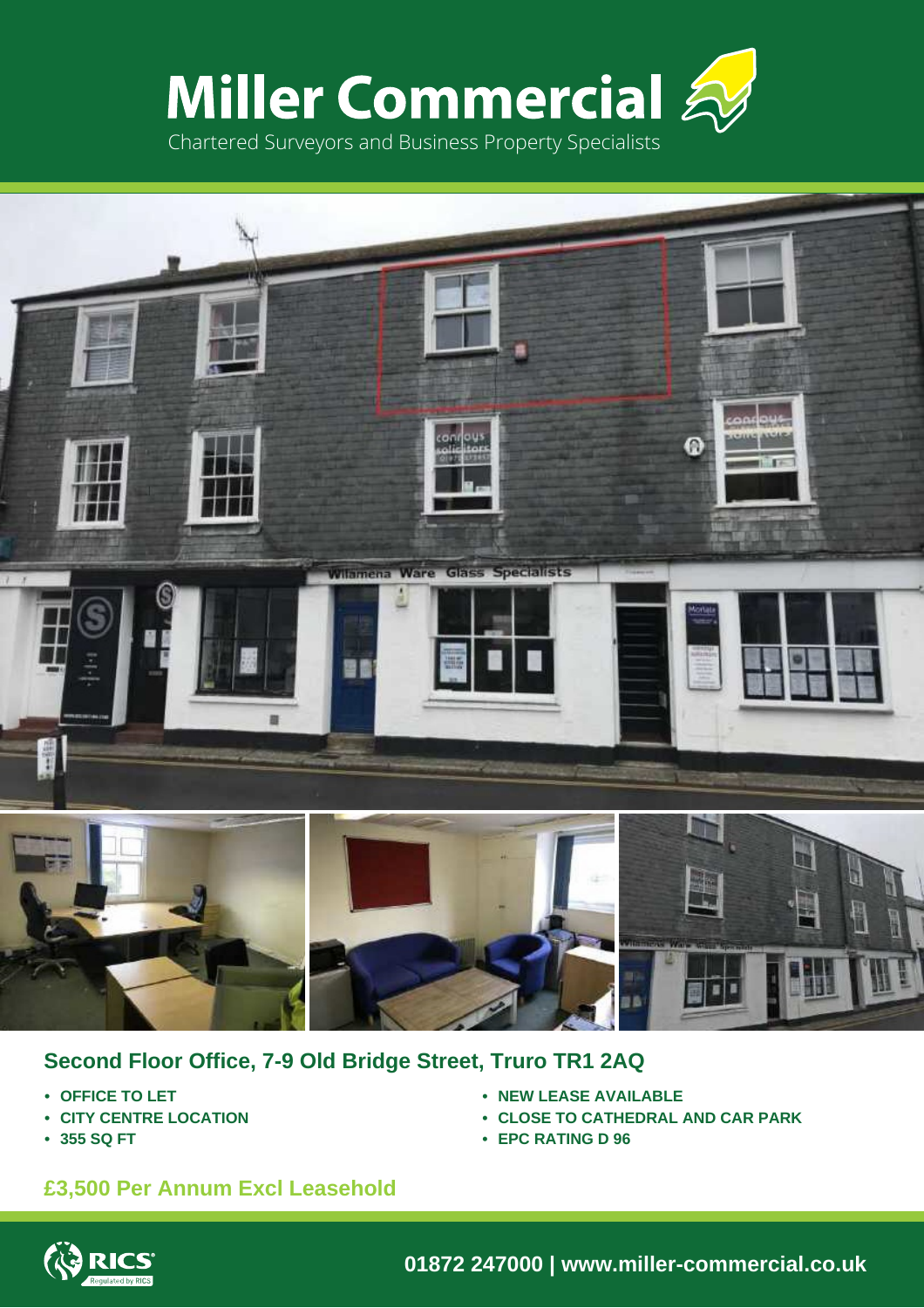# Miller Commercial

Chartered Surveyors and Business Property Specialists

## Second Floor Office, 7-9 Old Bridge Street, Truro TR1 2AQ

- **OFFICE TO LET**
- **CITY CENTRE LOCATION**
- **355 SQ FT**
- **NEW LEASE AVAILABLE**
- **CLOSE TO CATHEDRAL AND CAR PARK**
- **EPC RATING D 96**

### £3,500 Per Annum Excl Leasehold

**01872 247000 | www.miller-commercial.co.uk**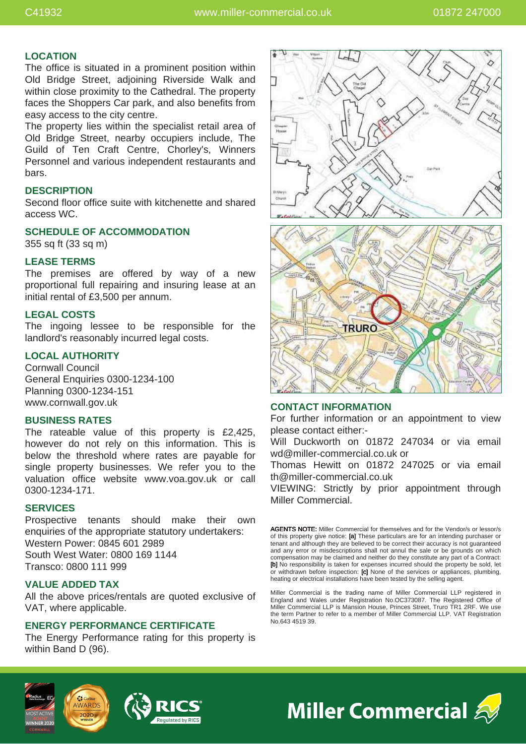## LOCATION

The office is situated in a prominent position within Old Bridge Street, adjoining Riverside Walk and within close proximity to the Cathedral. The property faces the Shoppers Car park, and also benefits from easy access to the city centre.

The property lies within the specialist retail area of Old Bridge Street, nearby occupiers include, The Guild of Ten Craft Centre, Chorley's, Winners Personnel and various independent restaurants and bars.

## DESCRIPTION

Second floor office suite with kitchenette and shared access WC.

## SCHEDULE OF ACCOMMODATION

355 sq ft (33 sq m)

## LEASE TERMS

The premises are offered by way of a new proportional full repairing and insuring lease at an initial rental of £3,500 per annum.

## LEGAL COSTS

The ingoing lessee to be responsible for the landlord's reasonably incurred legal costs.

## LOCAL AUTHORITY

Cornwall Council
General Enquiries 0300-1234-100
Planning 0300-1234-151
www.cornwall.gov.uk

## BUSINESS RATES

The rateable value of this property is £2,425, however do not rely on this information. This is below the threshold where rates are payable for single property businesses. We refer you to the valuation office website www.voa.gov.uk or call 0300-1234-171.

## SERVICES

Prospective tenants should make their own enquiries of the appropriate statutory undertakers:
Western Power: 0845 601 2989
South West Water: 0800 169 1144
Transco: 0800 111 999

## VALUE ADDED TAX

All the above prices/rentals are quoted exclusive of VAT, where applicable.

## ENERGY PERFORMANCE CERTIFICATE

The Energy Performance rating for this property is within Band D (96).

## CONTACT INFORMATION

For further information or an appointment to view please contact either:-

Will Duckworth on 01872 247034 or via email wd@miller-commercial.co.uk or

Thomas Hewitt on 01872 247025 or via email th@miller-commercial.co.uk

VIEWING: Strictly by prior appointment through Miller Commercial.

**AGENTS NOTE:** Miller Commercial for themselves and for the Vendor/s or lessor/s of this property give notice: **[a]** These particulars are for an intending purchaser or tenant and although they are believed to be correct their accuracy is not guaranteed and any error or misdescriptions shall not annul the sale or be grounds on which compensation may be claimed and neither do they constitute any part of a Contract: **[b]** No responsibility is taken for expenses incurred should the property be sold, let or withdrawn before inspection: **[c]** None of the services or appliances, plumbing, heating or electrical installations have been tested by the selling agent.

Miller Commercial is the trading name of Miller Commercial LLP registered in England and Wales under Registration No.OC373087. The Registered Office of Miller Commercial LLP is Mansion House, Princes Street, Truro TR1 2RF. We use the term Partner to refer to a member of Miller Commercial LLP. VAT Registration No.643 4519 39.

Miller Commercial